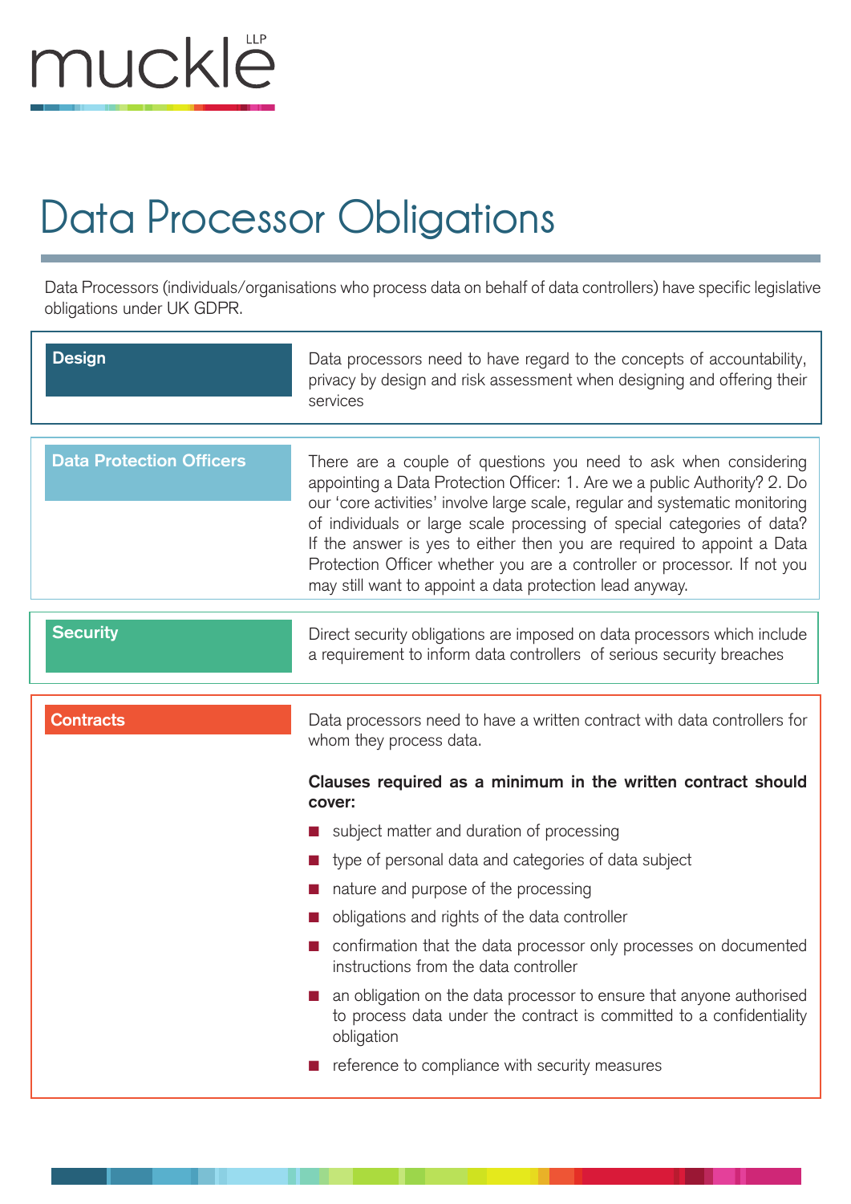muckle LLP

# Data Processor Obligations

Data Processors (individuals/organisations who process data on behalf of data controllers) have specific legislative obligations under UK GDPR.

## Design

Data processors need to have regard to the concepts of accountability, privacy by design and risk assessment when designing and offering their services

## Data Protection Officers

There are a couple of questions you need to ask when considering appointing a Data Protection Officer: 1. Are we a public Authority? 2. Do our 'core activities' involve large scale, regular and systematic monitoring of individuals or large scale processing of special categories of data? If the answer is yes to either then you are required to appoint a Data Protection Officer whether you are a controller or processor. If not you may still want to appoint a data protection lead anyway.

## Security

Direct security obligations are imposed on data processors which include a requirement to inform data controllers of serious security breaches

## Contracts

Data processors need to have a written contract with data controllers for whom they process data.

**Clauses required as a minimum in the written contract should cover:**

- subject matter and duration of processing
- type of personal data and categories of data subject
- nature and purpose of the processing
- obligations and rights of the data controller
- confirmation that the data processor only processes on documented instructions from the data controller
- an obligation on the data processor to ensure that anyone authorised to process data under the contract is committed to a confidentiality obligation
- reference to compliance with security measures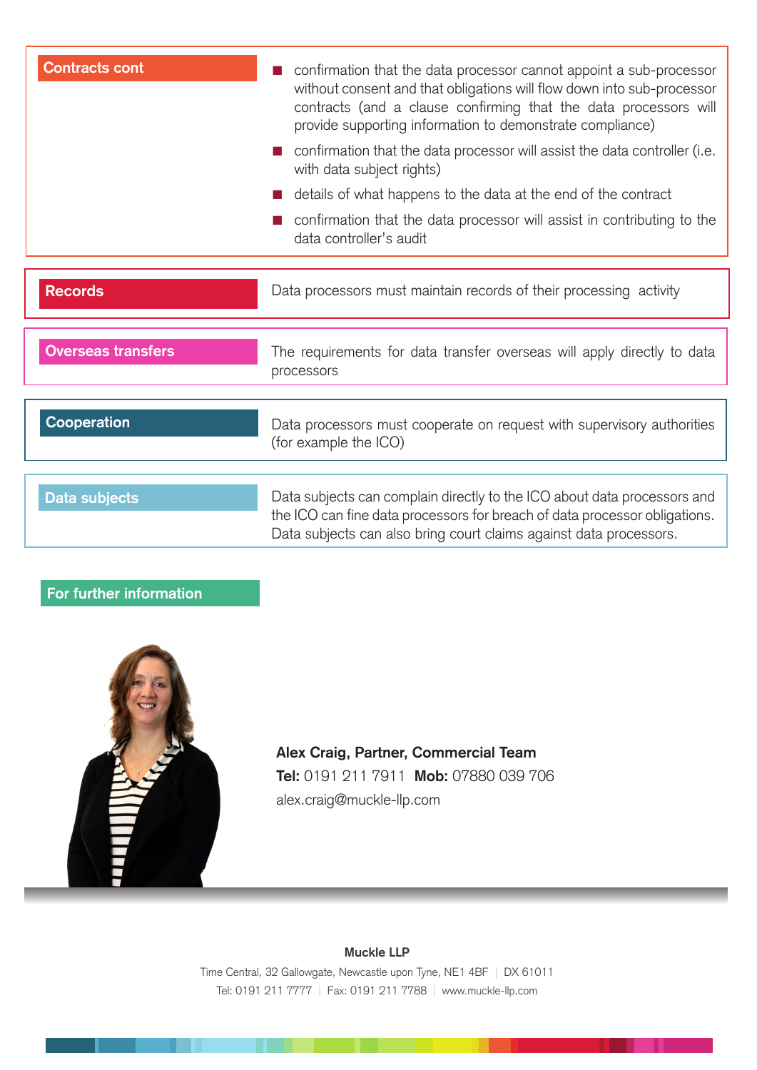## Contracts cont

- confirmation that the data processor cannot appoint a sub-processor without consent and that obligations will flow down into sub-processor contracts (and a clause confirming that the data processors will provide supporting information to demonstrate compliance)
- confirmation that the data processor will assist the data controller (i.e. with data subject rights)
- details of what happens to the data at the end of the contract
- confirmation that the data processor will assist in contributing to the data controller's audit

## Records

Data processors must maintain records of their processing activity

## Overseas transfers

The requirements for data transfer overseas will apply directly to data processors

## Cooperation

Data processors must cooperate on request with supervisory authorities (for example the ICO)

## Data subjects

Data subjects can complain directly to the ICO about data processors and the ICO can fine data processors for breach of data processor obligations. Data subjects can also bring court claims against data processors.

## For further information

**Alex Craig, Partner, Commercial Team**
**Tel:** 0191 211 7911 **Mob:** 07880 039 706
alex.craig@muckle-llp.com

**Muckle LLP**
Time Central, 32 Gallowgate, Newcastle upon Tyne, NE1 4BF | DX 61011
Tel: 0191 211 7777 | Fax: 0191 211 7788 | www.muckle-llp.com